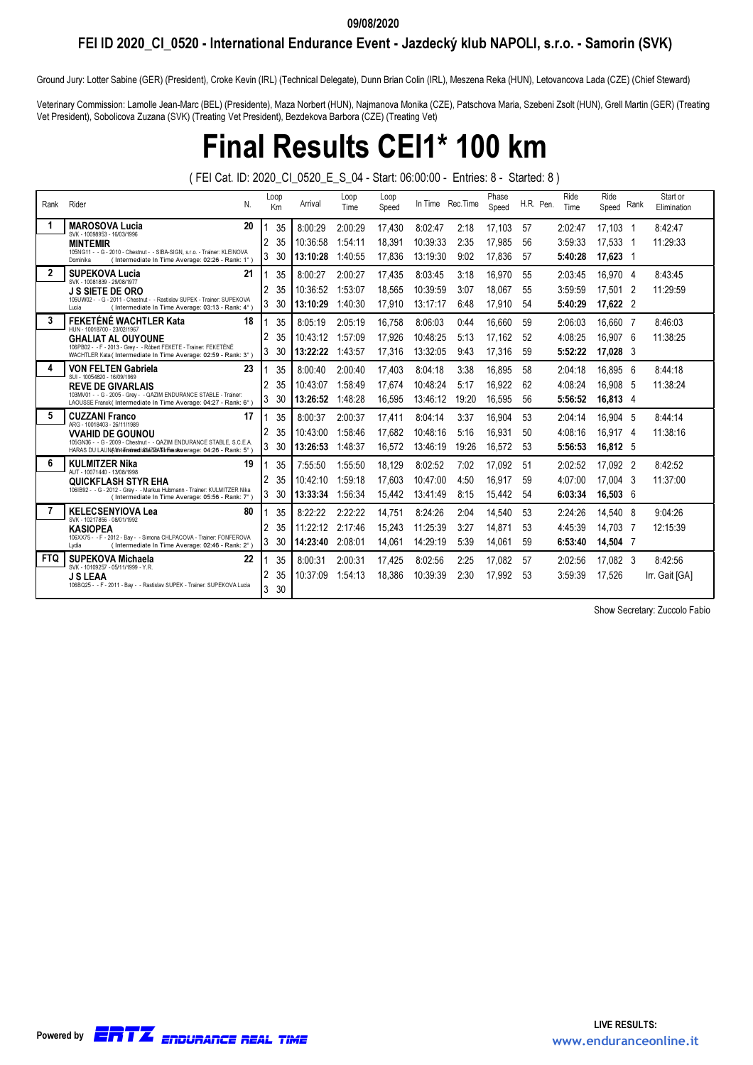09/08/2020

## FEI ID 2020_CI_0520 - International Endurance Event - Jazdecký klub NAPOLI, s.r.o. - Samorin (SVK)

Ground Jury: Lotter Sabine (GER) (President), Croke Kevin (IRL) (Technical Delegate), Dunn Brian Colin (IRL), Meszena Reka (HUN), Letovancova Lada (CZE) (Chief Steward)

Veterinary Commission: Lamolle Jean-Marc (BEL) (Presidente), Maza Norbert (HUN), Najmanova Monika (CZE), Patschova Maria, Szebeni Zsolt (HUN), Grell Martin (GER) (Treating Vet President), Sobolicova Zuzana (SVK) (Treating Vet President), Bezdekova Barbora (CZE) (Treating Vet)

# Final Results CEI1* 100 km

( FEI Cat. ID: 2020_CI_0520_E_S_04 - Start: 06:00:00 - Entries: 8 - Started: 8 )

| Rank | Rider | N. | Loop | Km | Arrival | Loop Time | Loop Speed | In Time | Rec.Time | Phase Speed | H.R. | Pen. | Ride Time | Ride Speed | Rank | Start or Elimination |
|---|---|---|---|---|---|---|---|---|---|---|---|---|---|---|---|---|
| 1 | **MAROSOVA Lucia** SVK - 10098953 - 16/03/1996 **MINTEMIR** 105NG11 - - G - 2010 - Chestnut - - SIBA-SIGN, s.r.o. - Trainer: KLEINOVA Dominika (Intermediate In Time Average: 02:26 - Rank: 1°) | 20 | 1 | 35 | 8:00:29 | 2:00:29 | 17,430 | 8:02:47 | 2:18 | 17,103 | 57 | | 2:02:47 | 17,103 | 1 | 8:42:47 |
| | | | 2 | 35 | 10:36:58 | 1:54:11 | 18,391 | 10:39:33 | 2:35 | 17,985 | 56 | | 3:59:33 | 17,533 | 1 | 11:29:33 |
| | | | 3 | 30 | **13:10:28** | 1:40:55 | 17,836 | 13:19:30 | 9:02 | 17,836 | 57 | | **5:40:28** | **17,623** | 1 | |
| 2 | **SUPEKOVA Lucia** SVK - 10081839 - 29/08/1977 **J S SIETE DE ORO** 105UW02 - - G - 2011 - Chestnut - - Rastislav SUPEK - Trainer: SUPEKOVA Lucia (Intermediate In Time Average: 03:13 - Rank: 4°) | 21 | 1 | 35 | 8:00:27 | 2:00:27 | 17,435 | 8:03:45 | 3:18 | 16,970 | 55 | | 2:03:45 | 16,970 | 4 | 8:43:45 |
| | | | 2 | 35 | 10:36:52 | 1:53:07 | 18,565 | 10:39:59 | 3:07 | 18,067 | 55 | | 3:59:59 | 17,501 | 2 | 11:29:59 |
| | | | 3 | 30 | **13:10:29** | 1:40:30 | 17,910 | 13:17:17 | 6:48 | 17,910 | 54 | | **5:40:29** | **17,622** | 2 | |
| 3 | **FEKETÉNÉ WACHTLER Kata** HUN - 10018700 - 23/02/1967 **GHALIAT AL OUYOUNE** 106PB02 - - F - 2013 - Grey - - Róbert FEKETE - Trainer: FEKETÉNÉ WACHTLER Kata (Intermediate In Time Average: 02:59 - Rank: 3°) | 18 | 1 | 35 | 8:05:19 | 2:05:19 | 16,758 | 8:06:03 | 0:44 | 16,660 | 59 | | 2:06:03 | 16,660 | 7 | 8:46:03 |
| | | | 2 | 35 | 10:43:12 | 1:57:09 | 17,926 | 10:48:25 | 5:13 | 17,162 | 52 | | 4:08:25 | 16,907 | 6 | 11:38:25 |
| | | | 3 | 30 | **13:22:22** | 1:43:57 | 17,316 | 13:32:05 | 9:43 | 17,316 | 59 | | **5:52:22** | **17,028** | 3 | |
| 4 | **VON FELTEN Gabriela** SUI - 10054820 - 16/09/1969 **REVE DE GIVARLAIS** 103MV01 - - G - 2005 - Grey - - QAZIM ENDURANCE STABLE - Trainer: LAOUSSE Franck (Intermediate In Time Average: 04:27 - Rank: 6°) | 23 | 1 | 35 | 8:00:40 | 2:00:40 | 17,403 | 8:04:18 | 3:38 | 16,895 | 58 | | 2:04:18 | 16,895 | 6 | 8:44:18 |
| | | | 2 | 35 | 10:43:07 | 1:58:49 | 17,674 | 10:48:24 | 5:17 | 16,922 | 62 | | 4:08:24 | 16,908 | 5 | 11:38:24 |
| | | | 3 | 30 | **13:26:52** | 1:48:28 | 16,595 | 13:46:12 | 19:20 | 16,595 | 56 | | **5:56:52** | **16,813** | 4 | |
| 5 | **CUZZANI Franco** ARG - 10018403 - 26/11/1989 **VVAHID DE GOUNOU** 105GN36 - - G - 2009 - Chestnut - - QAZIM ENDURANCE STABLE, S.C.E.A. HARAS DU LAUN... (Intermediate In Time Average: 04:26 - Rank: 5°) | 17 | 1 | 35 | 8:00:37 | 2:00:37 | 17,411 | 8:04:14 | 3:37 | 16,904 | 53 | | 2:04:14 | 16,904 | 5 | 8:44:14 |
| | | | 2 | 35 | 10:43:00 | 1:58:46 | 17,682 | 10:48:16 | 5:16 | 16,931 | 50 | | 4:08:16 | 16,917 | 4 | 11:38:16 |
| | | | 3 | 30 | **13:26:53** | 1:48:37 | 16,572 | 13:46:19 | 19:26 | 16,572 | 53 | | **5:56:53** | **16,812** | 5 | |
| 6 | **KULMITZER Nika** AUT - 10071440 - 13/08/1998 **QUICKFLASH STYR EHA** 106IB92 - - G - 2012 - Grey - - Markus Hubmann - Trainer: KULMITZER Nika (Intermediate In Time Average: 05:56 - Rank: 7°) | 19 | 1 | 35 | 7:55:50 | 1:55:50 | 18,129 | 8:02:52 | 7:02 | 17,092 | 51 | | 2:02:52 | 17,092 | 2 | 8:42:52 |
| | | | 2 | 35 | 10:42:10 | 1:59:18 | 17,603 | 10:47:00 | 4:50 | 16,917 | 59 | | 4:07:00 | 17,004 | 3 | 11:37:00 |
| | | | 3 | 30 | **13:33:34** | 1:56:34 | 15,442 | 13:41:49 | 8:15 | 15,442 | 54 | | **6:03:34** | **16,503** | 6 | |
| 7 | **KELECSENYIOVA Lea** SVK - 10217856 - 08/01/1992 **KASIOPEA** 106XX75 - - F - 2012 - Bay - - Simona CHLPACOVA - Trainer: FONFEROVA Lydia (Intermediate In Time Average: 02:46 - Rank: 2°) | 80 | 1 | 35 | 8:22:22 | 2:22:22 | 14,751 | 8:24:26 | 2:04 | 14,540 | 53 | | 2:24:26 | 14,540 | 8 | 9:04:26 |
| | | | 2 | 35 | 11:22:12 | 2:17:46 | 15,243 | 11:25:39 | 3:27 | 14,871 | 53 | | 4:45:39 | 14,703 | 7 | 12:15:39 |
| | | | 3 | 30 | **14:23:40** | 2:08:01 | 14,061 | 14:29:19 | 5:39 | 14,061 | 59 | | **6:53:40** | **14,504** | 7 | |
| FTQ | **SUPEKOVA Michaela** SVK - 10109257 - 05/11/1999 - Y.R. **J S LEAA** 106BQ25 - - F - 2011 - Bay - - Rastislav SUPEK - Trainer: SUPEKOVA Lucia | 22 | 1 | 35 | 8:00:31 | 2:00:31 | 17,425 | 8:02:56 | 2:25 | 17,082 | 57 | | 2:02:56 | 17,082 | 3 | 8:42:56 |
| | | | 2 | 35 | 10:37:09 | 1:54:13 | 18,386 | 10:39:39 | 2:30 | 17,992 | 53 | | 3:59:39 | 17,526 | | Irr. Gait [GA] |
| | | | 3 | 30 | | | | | | | | | | | | |

Show Secretary: Zuccolo Fabio

Powered by ERTZ ENDURANCE REAL TIME

LIVE RESULTS: www.enduranceonline.it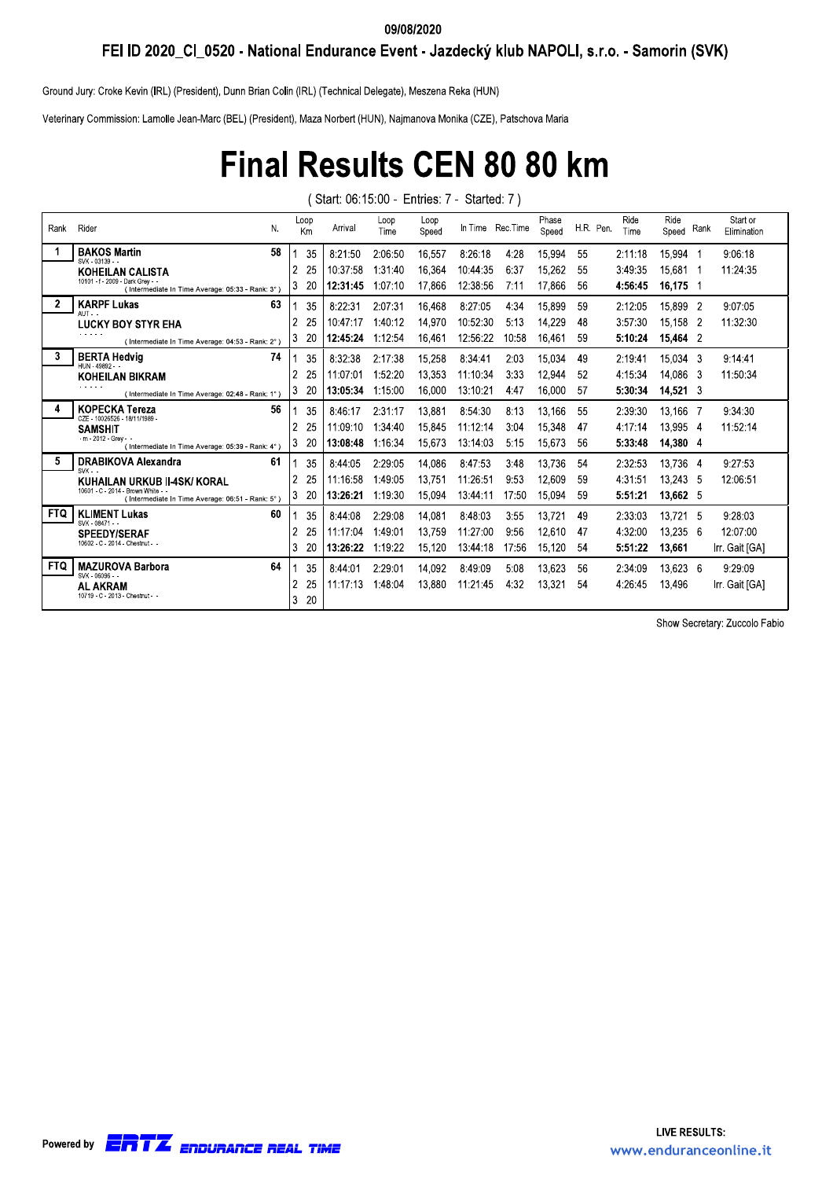09/08/2020

# FEI ID 2020_CI_0520 - National Endurance Event - Jazdecký klub NAPOLI, s.r.o. - Samorin (SVK)

Ground Jury: Croke Kevin (IRL) (President), Dunn Brian Colin (IRL) (Technical Delegate), Meszena Reka (HUN)

Veterinary Commission: Lamolle Jean-Marc (BEL) (President), Maza Norbert (HUN), Najmanova Monika (CZE), Patschova Maria

# Final Results CEN 80 80 km

( Start: 06:15:00 - Entries: 7 - Started: 7 )

| Rank | Rider | N. | Loop | Km | Arrival | Loop Time | Loop Speed | In Time | Rec.Time | Phase Speed | H.R. | Pen. | Ride Time | Ride Speed | Rank | Start or Elimination |
|---|---|---|---|---|---|---|---|---|---|---|---|---|---|---|---|---|
| 1 | **BAKOS Martin** SVK - 03139 - - | 58 | 1 | 35 | 8:21:50 | 2:06:50 | 16,557 | 8:26:18 | 4:28 | 15,994 | 55 | | 2:11:18 | 15,994 | 1 | 9:06:18 |
| | **KOHEILAN CALISTA** 10101 - f - 2009 - Dark Grey - - | | 2 | 25 | 10:37:58 | 1:31:40 | 16,364 | 10:44:35 | 6:37 | 15,262 | 55 | | 3:49:35 | 15,681 | 1 | 11:24:35 |
| | ( Intermediate In Time Average: 05:33 - Rank: 3° ) | | 3 | 20 | **12:31:45** | 1:07:10 | 17,866 | 12:38:56 | 7:11 | 17,866 | 56 | | **4:56:45** | **16,175** | 1 | |
| 2 | **KARPF Lukas** AUT - - | 63 | 1 | 35 | 8:22:31 | 2:07:31 | 16,468 | 8:27:05 | 4:34 | 15,899 | 59 | | 2:12:05 | 15,899 | 2 | 9:07:05 |
| | **LUCKY BOY STYR EHA** - - - - - | | 2 | 25 | 10:47:17 | 1:40:12 | 14,970 | 10:52:30 | 5:13 | 14,229 | 48 | | 3:57:30 | 15,158 | 2 | 11:32:30 |
| | ( Intermediate In Time Average: 04:53 - Rank: 2° ) | | 3 | 20 | **12:45:24** | 1:12:54 | 16,461 | 12:56:22 | 10:58 | 16,461 | 59 | | **5:10:24** | **15,464** | 2 | |
| 3 | **BERTA Hedvig** HUN - 49892 - - | 74 | 1 | 35 | 8:32:38 | 2:17:38 | 15,258 | 8:34:41 | 2:03 | 15,034 | 49 | | 2:19:41 | 15,034 | 3 | 9:14:41 |
| | **KOHEILAN BIKRAM** - - - - - | | 2 | 25 | 11:07:01 | 1:52:20 | 13,353 | 11:10:34 | 3:33 | 12,944 | 52 | | 4:15:34 | 14,086 | 3 | 11:50:34 |
| | ( Intermediate In Time Average: 02:48 - Rank: 1° ) | | 3 | 20 | **13:05:34** | 1:15:00 | 16,000 | 13:10:21 | 4:47 | 16,000 | 57 | | **5:30:34** | **14,521** | 3 | |
| 4 | **KOPECKA Tereza** CZE - 10026526 - 18/11/1989 - | 56 | 1 | 35 | 8:46:17 | 2:31:17 | 13,881 | 8:54:30 | 8:13 | 13,166 | 55 | | 2:39:30 | 13,166 | 7 | 9:34:30 |
| | **SAMSHIT** - m - 2012 - Grey - - | | 2 | 25 | 11:09:10 | 1:34:40 | 15,845 | 11:12:14 | 3:04 | 15,348 | 47 | | 4:17:14 | 13,995 | 4 | 11:52:14 |
| | ( Intermediate In Time Average: 05:39 - Rank: 4° ) | | 3 | 20 | **13:08:48** | 1:16:34 | 15,673 | 13:14:03 | 5:15 | 15,673 | 56 | | **5:33:48** | **14,380** | 4 | |
| 5 | **DRABIKOVA Alexandra** SVK - - | 61 | 1 | 35 | 8:44:05 | 2:29:05 | 14,086 | 8:47:53 | 3:48 | 13,736 | 54 | | 2:32:53 | 13,736 | 4 | 9:27:53 |
| | **KUHAILAN URKUB II-4SK/ KORAL** 10601 - C - 2014 - Brown White - - | | 2 | 25 | 11:16:58 | 1:49:05 | 13,751 | 11:26:51 | 9:53 | 12,609 | 59 | | 4:31:51 | 13,243 | 5 | 12:06:51 |
| | ( Intermediate In Time Average: 06:51 - Rank: 5° ) | | 3 | 20 | **13:26:21** | 1:19:30 | 15,094 | 13:44:11 | 17:50 | 15,094 | 59 | | **5:51:21** | **13,662** | 5 | |
| FTQ | **KLIMENT Lukas** SVK - 08471 - - | 60 | 1 | 35 | 8:44:08 | 2:29:08 | 14,081 | 8:48:03 | 3:55 | 13,721 | 49 | | 2:33:03 | 13,721 | 5 | 9:28:03 |
| | **SPEEDY/SERAF** 10602 - C - 2014 - Chestnut - - | | 2 | 25 | 11:17:04 | 1:49:01 | 13,759 | 11:27:00 | 9:56 | 12,610 | 47 | | 4:32:00 | 13,235 | 6 | 12:07:00 |
| | | | 3 | 20 | **13:26:22** | 1:19:22 | 15,120 | 13:44:18 | 17:56 | 15,120 | 54 | | **5:51:22** | **13,661** | | Irr. Gait [GA] |
| FTQ | **MAZUROVA Barbora** SVK - 06096 - - | 64 | 1 | 35 | 8:44:01 | 2:29:01 | 14,092 | 8:49:09 | 5:08 | 13,623 | 56 | | 2:34:09 | 13,623 | 6 | 9:29:09 |
| | **AL AKRAM** 10719 - C - 2013 - Chestnut - - | | 2 | 25 | 11:17:13 | 1:48:04 | 13,880 | 11:21:45 | 4:32 | 13,321 | 54 | | 4:26:45 | 13,496 | | Irr. Gait [GA] |
| | | | 3 | 20 | | | | | | | | | | | | |

Show Secretary: Zuccolo Fabio

Powered by ERTZ ENDURANCE REAL TIME

LIVE RESULTS: www.enduranceonline.it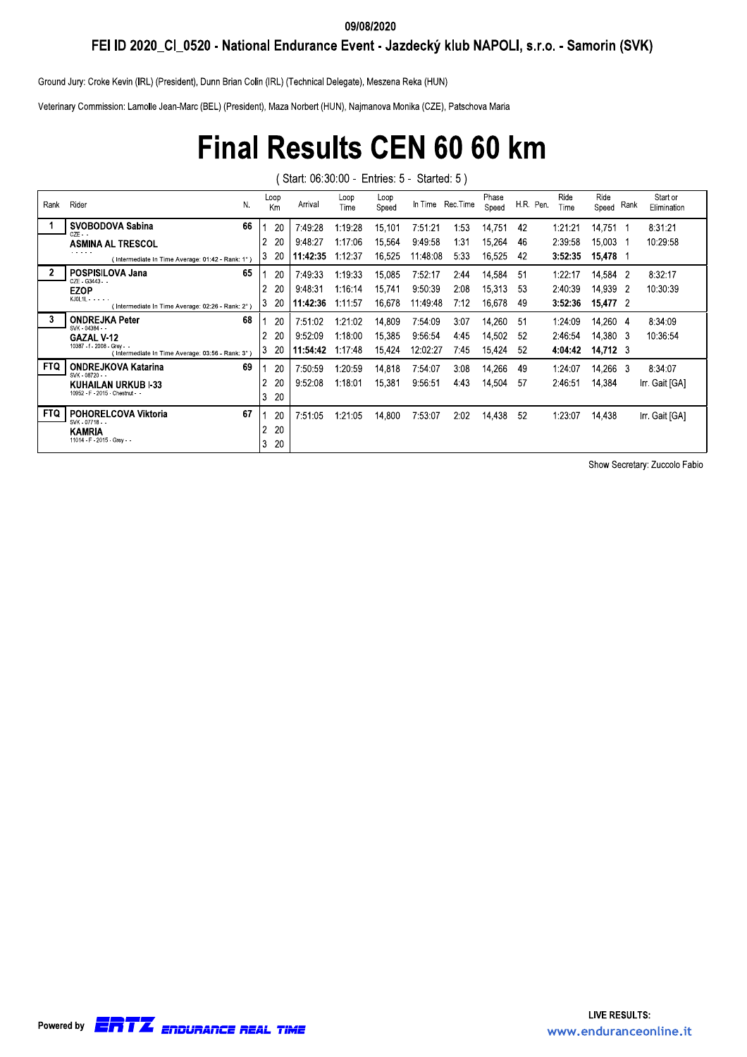09/08/2020

FEI ID 2020_CI_0520 - National Endurance Event - Jazdecký klub NAPOLI, s.r.o. - Samorin (SVK)

Ground Jury: Croke Kevin (IRL) (President), Dunn Brian Colin (IRL) (Technical Delegate), Meszena Reka (HUN)

Veterinary Commission: Lamolle Jean-Marc (BEL) (President), Maza Norbert (HUN), Najmanova Monika (CZE), Patschova Maria

# Final Results CEN 60 60 km

( Start: 06:30:00 - Entries: 5 - Started: 5 )

| Rank | Rider | N. | Loop | Km | Arrival | Loop Time | Loop Speed | In Time | Rec.Time | Phase Speed | H.R. | Pen. | Ride Time | Ride Speed | Rank | Start or Elimination |
|---|---|---|---|---|---|---|---|---|---|---|---|---|---|---|---|---|
| 1 | **SVOBODOVA Sabina** CZE - - | 66 | 1 | 20 | 7:49:28 | 1:19:28 | 15,101 | 7:51:21 | 1:53 | 14,751 | 42 | | 1:21:21 | 14,751 | 1 | 8:31:21 |
| | **ASMINA AL TRESCOL** - - - - - | | 2 | 20 | 9:48:27 | 1:17:06 | 15,564 | 9:49:58 | 1:31 | 15,264 | 46 | | 2:39:58 | 15,003 | 1 | 10:29:58 |
| | ( Intermediate In Time Average: 01:42 - Rank: 1° ) | | 3 | 20 | **11:42:35** | 1:12:37 | 16,525 | 11:48:08 | 5:33 | 16,525 | 42 | | **3:52:35** | **15,478** | 1 | |
| 2 | **POSPISILOVA Jana** CZE - G3443 - - | 65 | 1 | 20 | 7:49:33 | 1:19:33 | 15,085 | 7:52:17 | 2:44 | 14,584 | 51 | | 1:22:17 | 14,584 | 2 | 8:32:17 |
| | **EZOP** KJ0L1L - - - - - | | 2 | 20 | 9:48:31 | 1:16:14 | 15,741 | 9:50:39 | 2:08 | 15,313 | 53 | | 2:40:39 | 14,939 | 2 | 10:30:39 |
| | ( Intermediate In Time Average: 02:26 - Rank: 2° ) | | 3 | 20 | **11:42:36** | 1:11:57 | 16,678 | 11:49:48 | 7:12 | 16,678 | 49 | | **3:52:36** | **15,477** | 2 | |
| 3 | **ONDREJKA Peter** SVK - 04384 - - | 68 | 1 | 20 | 7:51:02 | 1:21:02 | 14,809 | 7:54:09 | 3:07 | 14,260 | 51 | | 1:24:09 | 14,260 | 4 | 8:34:09 |
| | **GAZAL V-12** 10387 - f - 2008 - Grey - - | | 2 | 20 | 9:52:09 | 1:18:00 | 15,385 | 9:56:54 | 4:45 | 14,502 | 52 | | 2:46:54 | 14,380 | 3 | 10:36:54 |
| | ( Intermediate In Time Average: 03:56 - Rank: 3° ) | | 3 | 20 | **11:54:42** | 1:17:48 | 15,424 | 12:02:27 | 7:45 | 15,424 | 52 | | **4:04:42** | **14,712** | 3 | |
| FTQ | **ONDREJKOVA Katarina** SVK - 08720 - - | 69 | 1 | 20 | 7:50:59 | 1:20:59 | 14,818 | 7:54:07 | 3:08 | 14,266 | 49 | | 1:24:07 | 14,266 | 3 | 8:34:07 |
| | **KUHAILAN URKUB I-33** 10952 - F - 2015 - Chestnut - - | | 2 | 20 | 9:52:08 | 1:18:01 | 15,381 | 9:56:51 | 4:43 | 14,504 | 57 | | 2:46:51 | 14,384 | | Irr. Gait [GA] |
| | | | 3 | 20 | | | | | | | | | | | | |
| FTQ | **POHORELCOVA Viktoria** SVK - 07718 - - | 67 | 1 | 20 | 7:51:05 | 1:21:05 | 14,800 | 7:53:07 | 2:02 | 14,438 | 52 | | 1:23:07 | 14,438 | | Irr. Gait [GA] |
| | **KAMRIA** 11014 - F - 2015 - Grey - - | | 2 | 20 | | | | | | | | | | | | |
| | | | 3 | 20 | | | | | | | | | | | | |

Show Secretary: Zuccolo Fabio

Powered by ERTZ ENDURANCE REAL TIME

LIVE RESULTS: www.enduranceonline.it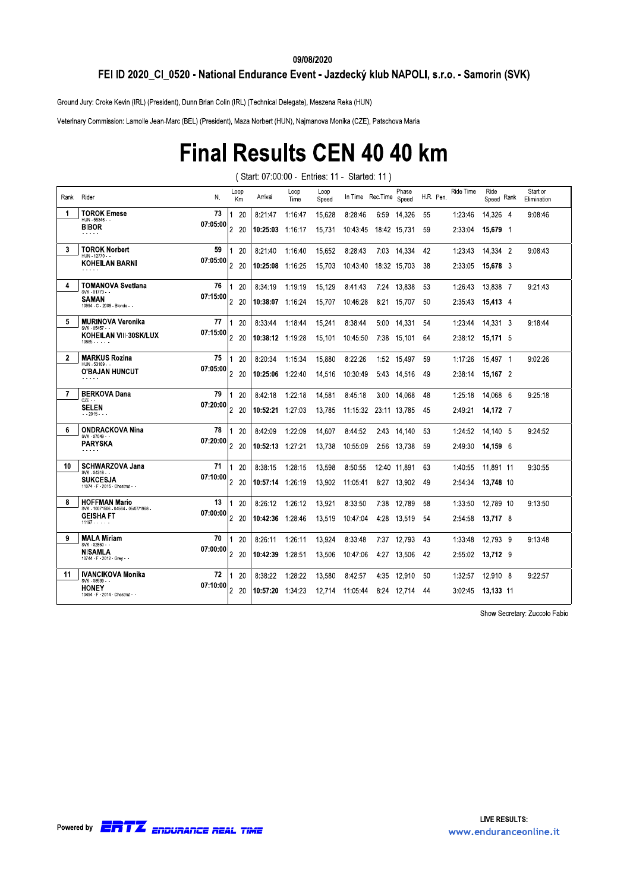09/08/2020

## FEI ID 2020_CI_0520 - National Endurance Event - Jazdecký klub NAPOLI, s.r.o. - Samorin (SVK)

Ground Jury: Croke Kevin (IRL) (President), Dunn Brian Colin (IRL) (Technical Delegate), Meszena Reka (HUN)

Veterinary Commission: Lamolle Jean-Marc (BEL) (President), Maza Norbert (HUN), Najmanova Monika (CZE), Patschova Maria

# Final Results CEN 40 40 km

( Start: 07:00:00 - Entries: 11 - Started: 11 )

| Rank | Rider | N. | Loop | Km | Arrival | Loop Time | Loop Speed | In Time | Rec.Time | Phase Speed | H.R. | Pen. | Ride Time | Ride Speed | Rank | Start or Elimination |
|---|---|---|---|---|---|---|---|---|---|---|---|---|---|---|---|---|
| 1 | **TOROK Emese** HUN - 55346 - - | 73 | 1 | 20 | 8:21:47 | 1:16:47 | 15,628 | 8:28:46 | 6:59 | 14,326 | 55 | | 1:23:46 | 14,326 | 4 | 9:08:46 |
| | **BIBOR** - - - - - | 07:05:00 | 2 | 20 | **10:25:03** | 1:16:17 | 15,731 | 10:43:45 | 18:42 | 15,731 | 59 | | 2:33:04 | **15,679** | 1 | |
| 3 | **TOROK Norbert** HUN - 12770 - - | 59 | 1 | 20 | 8:21:40 | 1:16:40 | 15,652 | 8:28:43 | 7:03 | 14,334 | 42 | | 1:23:43 | 14,334 | 2 | 9:08:43 |
| | **KOHEILAN BARNI** - - - - - | 07:05:00 | 2 | 20 | **10:25:08** | 1:16:25 | 15,703 | 10:43:40 | 18:32 | 15,703 | 38 | | 2:33:05 | **15,678** | 3 | |
| 4 | **TOMANOVA Svetlana** SVK - 01773 - - | 76 | 1 | 20 | 8:34:19 | 1:19:19 | 15,129 | 8:41:43 | 7:24 | 13,838 | 53 | | 1:26:43 | 13,838 | 7 | 9:21:43 |
| | **SAMAN** 10994 - C - 2009 - Blonde - - | 07:15:00 | 2 | 20 | **10:38:07** | 1:16:24 | 15,707 | 10:46:28 | 8:21 | 15,707 | 50 | | 2:35:43 | **15,413** | 4 | |
| 5 | **MURINOVA Veronika** SVK - 05457 - - | 77 | 1 | 20 | 8:33:44 | 1:18:44 | 15,241 | 8:38:44 | 5:00 | 14,331 | 54 | | 1:23:44 | 14,331 | 3 | 9:18:44 |
| | **KOHEILAN VIII-30SK/LUX** 10885 - - - - - | 07:15:00 | 2 | 20 | **10:38:12** | 1:19:28 | 15,101 | 10:45:50 | 7:38 | 15,101 | 64 | | 2:38:12 | **15,171** | 5 | |
| 2 | **MARKUS Rozina** HUN - 53169 - - | 75 | 1 | 20 | 8:20:34 | 1:15:34 | 15,880 | 8:22:26 | 1:52 | 15,497 | 59 | | 1:17:26 | 15,497 | 1 | 9:02:26 |
| | **O'BAJAN HUNCUT** - - - - - | 07:05:00 | 2 | 20 | **10:25:06** | 1:22:40 | 14,516 | 10:30:49 | 5:43 | 14,516 | 49 | | 2:38:14 | **15,167** | 2 | |
| 7 | **BERKOVA Dana** CZE - - | 79 | 1 | 20 | 8:42:18 | 1:22:18 | 14,581 | 8:45:18 | 3:00 | 14,068 | 48 | | 1:25:18 | 14,068 | 6 | 9:25:18 |
| | **SELEN** - - 2015 - - - | 07:20:00 | 2 | 20 | **10:52:21** | 1:27:03 | 13,785 | 11:15:32 | 23:11 | 13,785 | 45 | | 2:49:21 | **14,172** | 7 | |
| 6 | **ONDRACKOVA Nina** SVK - 07049 - - | 78 | 1 | 20 | 8:42:09 | 1:22:09 | 14,607 | 8:44:52 | 2:43 | 14,140 | 53 | | 1:24:52 | 14,140 | 5 | 9:24:52 |
| | **PARYSKA** - - - - - | 07:20:00 | 2 | 20 | **10:52:13** | 1:27:21 | 13,738 | 10:55:09 | 2:56 | 13,738 | 59 | | 2:49:30 | **14,159** | 6 | |
| 10 | **SCHWARZOVA Jana** SVK - 04318 - - | 71 | 1 | 20 | 8:38:15 | 1:28:15 | 13,598 | 8:50:55 | 12:40 | 11,891 | 63 | | 1:40:55 | 11,891 | 11 | 9:30:55 |
| | **SUKCESJA** 11074 - F - 2015 - Chestnut - - | 07:10:00 | 2 | 20 | **10:57:14** | 1:26:19 | 13,902 | 11:05:41 | 8:27 | 13,902 | 49 | | 2:54:34 | **13,748** | 10 | |
| 8 | **HOFFMAN Mario** SVK - 10071506 - 04564 - 05/07/1968 - | 13 | 1 | 20 | 8:26:12 | 1:26:12 | 13,921 | 8:33:50 | 7:38 | 12,789 | 58 | | 1:33:50 | 12,789 | 10 | 9:13:50 |
| | **GEISHA FT** 11197 - - - - - | 07:00:00 | 2 | 20 | **10:42:36** | 1:28:46 | 13,519 | 10:47:04 | 4:28 | 13,519 | 54 | | 2:54:58 | **13,717** | 8 | |
| 9 | **MALA Miriam** SVK - 02860 - - | 70 | 1 | 20 | 8:26:11 | 1:26:11 | 13,924 | 8:33:48 | 7:37 | 12,793 | 43 | | 1:33:48 | 12,793 | 9 | 9:13:48 |
| | **NISAMLA** 10744 - F - 2012 - Grey - - | 07:00:00 | 2 | 20 | **10:42:39** | 1:28:51 | 13,506 | 10:47:06 | 4:27 | 13,506 | 42 | | 2:55:02 | **13,712** | 9 | |
| 11 | **IVANCIKOVA Monika** SVK - 08539 - - | 72 | 1 | 20 | 8:38:22 | 1:28:22 | 13,580 | 8:42:57 | 4:35 | 12,910 | 50 | | 1:32:57 | 12,910 | 8 | 9:22:57 |
| | **HONEY** 10494 - F - 2014 - Chestnut - - | 07:10:00 | 2 | 20 | **10:57:20** | 1:34:23 | 12,714 | 11:05:44 | 8:24 | 12,714 | 44 | | 3:02:45 | **13,133** | 11 | |

Show Secretary: Zuccolo Fabio

Powered by ERTZ ENDURANCE REAL TIME

LIVE RESULTS: www.enduranceonline.it